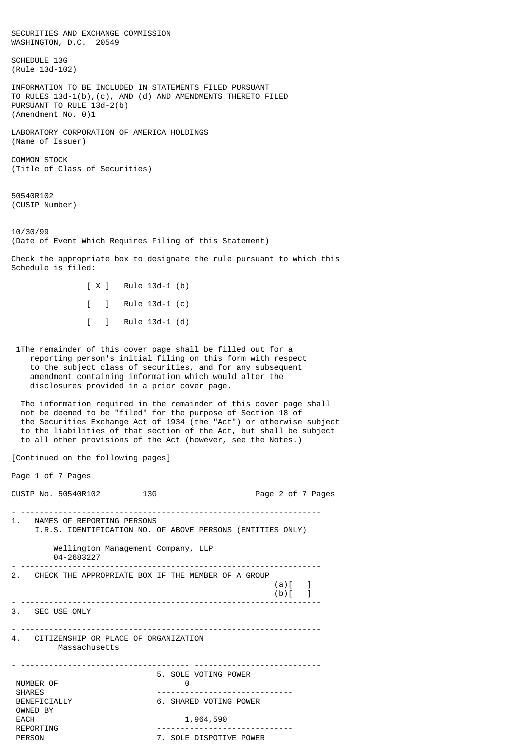SECURITIES AND EXCHANGE COMMISSION
WASHINGTON, D.C. 20549

SCHEDULE 13G
(Rule 13d-102)

INFORMATION TO BE INCLUDED IN STATEMENTS FILED PURSUANT TO RULES 13d-1(b),(c), AND (d) AND AMENDMENTS THERETO FILED PURSUANT TO RULE 13d-2(b)
(Amendment No. 0)1

LABORATORY CORPORATION OF AMERICA HOLDINGS
(Name of Issuer)

COMMON STOCK
(Title of Class of Securities)

50540R102
(CUSIP Number)

10/30/99
(Date of Event Which Requires Filing of this Statement)

Check the appropriate box to designate the rule pursuant to which this Schedule is filed:

[ X ] Rule 13d-1 (b)

[ ] Rule 13d-1 (c)

[ ] Rule 13d-1 (d)

1The remainder of this cover page shall be filled out for a reporting person's initial filing on this form with respect to the subject class of securities, and for any subsequent amendment containing information which would alter the disclosures provided in a prior cover page.

The information required in the remainder of this cover page shall not be deemed to be "filed" for the purpose of Section 18 of the Securities Exchange Act of 1934 (the "Act") or otherwise subject to the liabilities of that section of the Act, but shall be subject to all other provisions of the Act (however, see the Notes.)

[Continued on the following pages]

CUSIP No. 50540R102 13G

1. NAMES OF REPORTING PERSONS
I.R.S. IDENTIFICATION NO. OF ABOVE PERSONS (ENTITIES ONLY)

Wellington Management Company, LLP
04-2683227

2. CHECK THE APPROPRIATE BOX IF THE MEMBER OF A GROUP
(a)[ ]
(b)[ ]

3. SEC USE ONLY

4. CITIZENSHIP OR PLACE OF ORGANIZATION
Massachusetts

| NUMBER OF SHARES BENEFICIALLY OWNED BY EACH REPORTING PERSON | |
|---|---|
| | 5. SOLE VOTING POWER<br>0 |
| | 6. SHARED VOTING POWER<br>1,964,590 |
| | 7. SOLE DISPOTIVE POWER |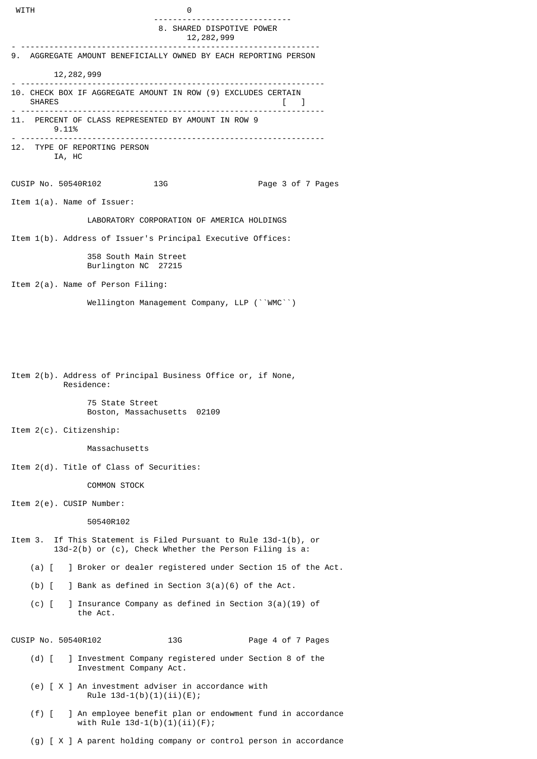WITH 0

8. SHARED DISPOTIVE POWER
12,282,999

9. AGGREGATE AMOUNT BENEFICIALLY OWNED BY EACH REPORTING PERSON

12,282,999

10. CHECK BOX IF AGGREGATE AMOUNT IN ROW (9) EXCLUDES CERTAIN SHARES [ ]

11. PERCENT OF CLASS REPRESENTED BY AMOUNT IN ROW 9
9.11%

12. TYPE OF REPORTING PERSON
IA, HC

CUSIP No. 50540R102 13G

Item 1(a). Name of Issuer:

LABORATORY CORPORATION OF AMERICA HOLDINGS

Item 1(b). Address of Issuer's Principal Executive Offices:

358 South Main Street
Burlington NC 27215

Item 2(a). Name of Person Filing:

Wellington Management Company, LLP (``WMC``)

Item 2(b). Address of Principal Business Office or, if None, Residence:

75 State Street
Boston, Massachusetts 02109

Item 2(c). Citizenship:

Massachusetts

Item 2(d). Title of Class of Securities:

COMMON STOCK

Item 2(e). CUSIP Number:

50540R102

Item 3. If This Statement is Filed Pursuant to Rule 13d-1(b), or 13d-2(b) or (c), Check Whether the Person Filing is a:

(a) [ ] Broker or dealer registered under Section 15 of the Act.

(b) [ ] Bank as defined in Section 3(a)(6) of the Act.

(c) [ ] Insurance Company as defined in Section 3(a)(19) of the Act.

CUSIP No. 50540R102 13G

(d) [ ] Investment Company registered under Section 8 of the Investment Company Act.

(e) [ X ] An investment adviser in accordance with Rule 13d-1(b)(1)(ii)(E);

(f) [ ] An employee benefit plan or endowment fund in accordance with Rule 13d-1(b)(1)(ii)(F);

(g) [ X ] A parent holding company or control person in accordance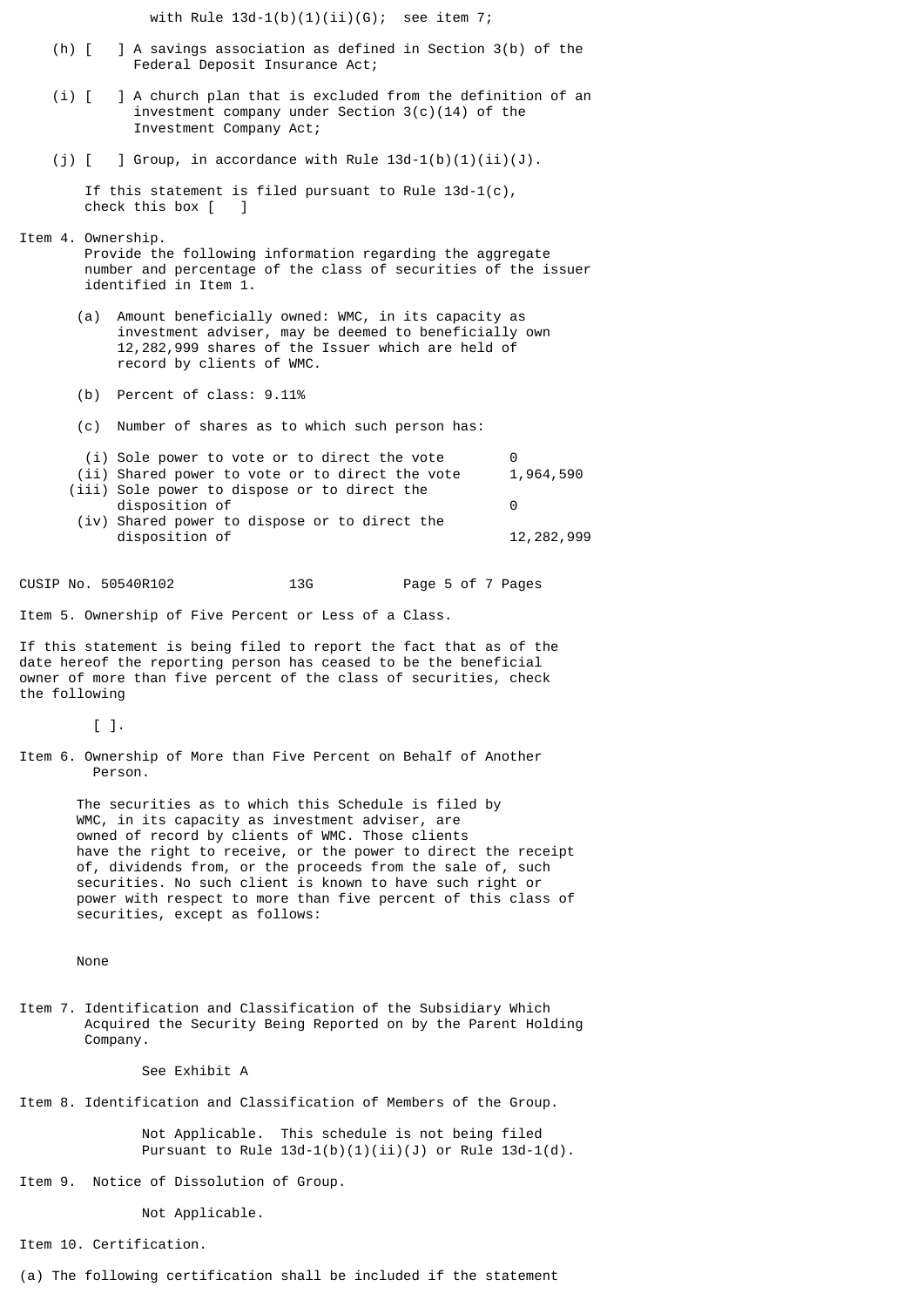with Rule 13d-1(b)(1)(ii)(G); see item 7;

(h) [ ] A savings association as defined in Section 3(b) of the Federal Deposit Insurance Act;

(i) [ ] A church plan that is excluded from the definition of an investment company under Section 3(c)(14) of the Investment Company Act;

(j) [ ] Group, in accordance with Rule 13d-1(b)(1)(ii)(J).

If this statement is filed pursuant to Rule 13d-1(c), check this box [ ]

Item 4. Ownership.

Provide the following information regarding the aggregate number and percentage of the class of securities of the issuer identified in Item 1.

(a) Amount beneficially owned: WMC, in its capacity as investment adviser, may be deemed to beneficially own 12,282,999 shares of the Issuer which are held of record by clients of WMC.

(b) Percent of class: 9.11%

(c) Number of shares as to which such person has:

| | |
|---|---|
| (i) Sole power to vote or to direct the vote | 0 |
| (ii) Shared power to vote or to direct the vote | 1,964,590 |
| (iii) Sole power to dispose or to direct the disposition of | 0 |
| (iv) Shared power to dispose or to direct the disposition of | 12,282,999 |

CUSIP No. 50540R102 13G

Item 5. Ownership of Five Percent or Less of a Class.

If this statement is being filed to report the fact that as of the date hereof the reporting person has ceased to be the beneficial owner of more than five percent of the class of securities, check the following

[ ].

Item 6. Ownership of More than Five Percent on Behalf of Another Person.

The securities as to which this Schedule is filed by WMC, in its capacity as investment adviser, are owned of record by clients of WMC. Those clients have the right to receive, or the power to direct the receipt of, dividends from, or the proceeds from the sale of, such securities. No such client is known to have such right or power with respect to more than five percent of this class of securities, except as follows:

None

Item 7. Identification and Classification of the Subsidiary Which Acquired the Security Being Reported on by the Parent Holding Company.

See Exhibit A

Item 8. Identification and Classification of Members of the Group.

Not Applicable. This schedule is not being filed Pursuant to Rule 13d-1(b)(1)(ii)(J) or Rule 13d-1(d).

Item 9. Notice of Dissolution of Group.

Not Applicable.

Item 10. Certification.

(a) The following certification shall be included if the statement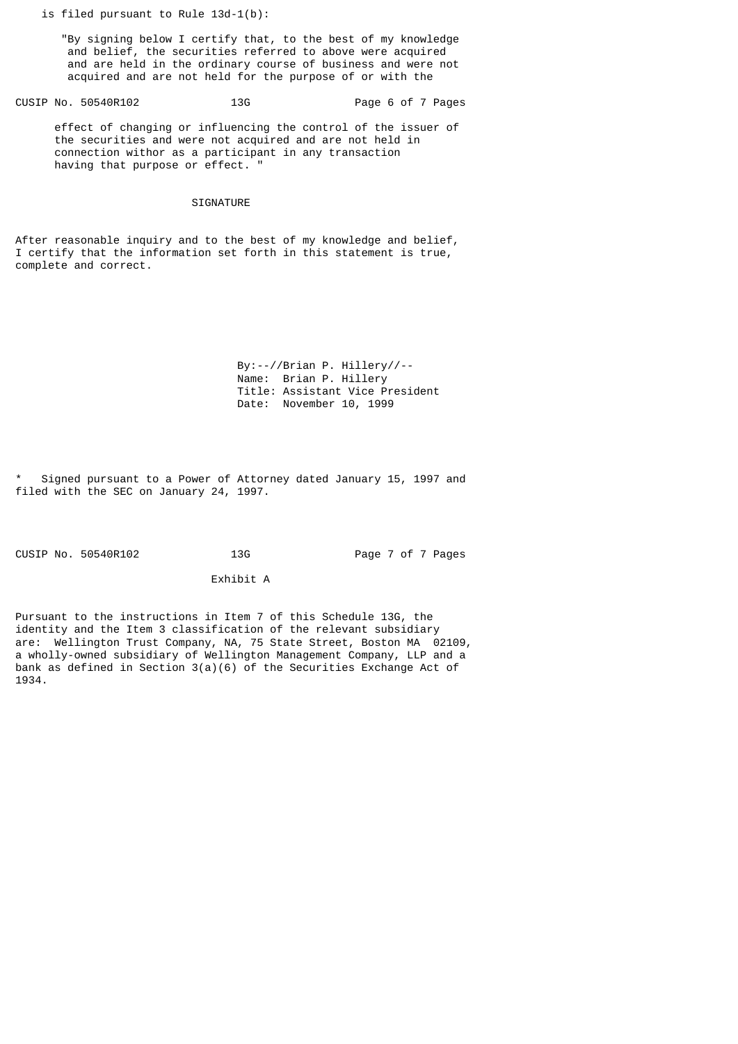is filed pursuant to Rule 13d-1(b):

"By signing below I certify that, to the best of my knowledge and belief, the securities referred to above were acquired and are held in the ordinary course of business and were not acquired and are not held for the purpose of or with the effect of changing or influencing the control of the issuer of the securities and were not acquired and are not held in connection withor as a participant in any transaction having that purpose or effect. "

## SIGNATURE

After reasonable inquiry and to the best of my knowledge and belief, I certify that the information set forth in this statement is true, complete and correct.

By:--//Brian P. Hillery//--
Name: Brian P. Hillery
Title: Assistant Vice President
Date: November 10, 1999

\* Signed pursuant to a Power of Attorney dated January 15, 1997 and filed with the SEC on January 24, 1997.

## Exhibit A

Pursuant to the instructions in Item 7 of this Schedule 13G, the identity and the Item 3 classification of the relevant subsidiary are: Wellington Trust Company, NA, 75 State Street, Boston MA 02109, a wholly-owned subsidiary of Wellington Management Company, LLP and a bank as defined in Section 3(a)(6) of the Securities Exchange Act of 1934.